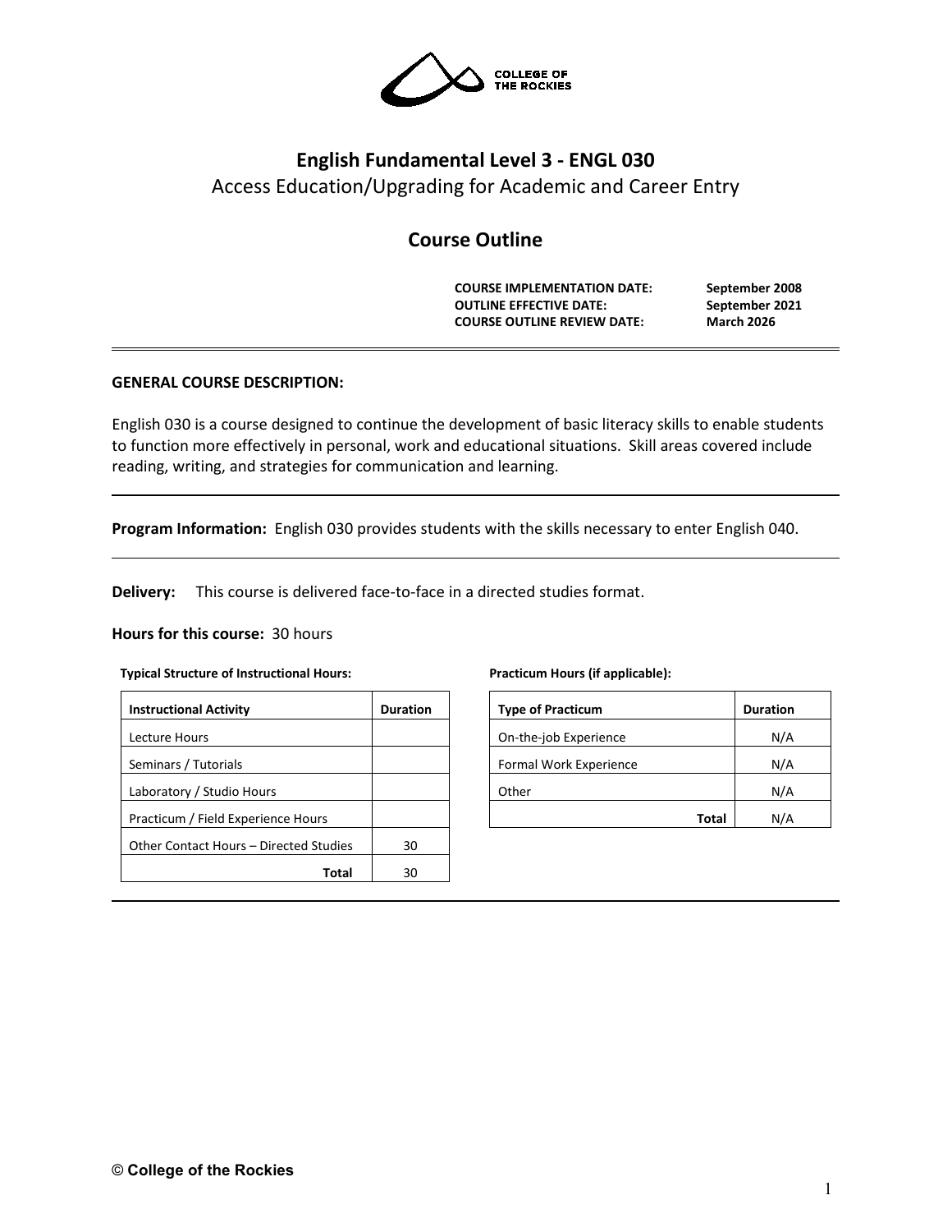COLLEGE OF THE ROCKIES

# English Fundamental Level 3 - ENGL 030

Access Education/Upgrading for Academic and Career Entry

## Course Outline

| | |
|---|---|
| **COURSE IMPLEMENTATION DATE:** | **September 2008** |
| **OUTLINE EFFECTIVE DATE:** | **September 2021** |
| **COURSE OUTLINE REVIEW DATE:** | **March 2026** |

**GENERAL COURSE DESCRIPTION:**

English 030 is a course designed to continue the development of basic literacy skills to enable students to function more effectively in personal, work and educational situations. Skill areas covered include reading, writing, and strategies for communication and learning.

**Program Information:** English 030 provides students with the skills necessary to enter English 040.

**Delivery:** This course is delivered face-to-face in a directed studies format.

**Hours for this course:** 30 hours

**Typical Structure of Instructional Hours:**

| Instructional Activity | Duration |
|---|---|
| Lecture Hours | |
| Seminars / Tutorials | |
| Laboratory / Studio Hours | |
| Practicum / Field Experience Hours | |
| Other Contact Hours – Directed Studies | 30 |
| **Total** | 30 |

**Practicum Hours (if applicable):**

| Type of Practicum | Duration |
|---|---|
| On-the-job Experience | N/A |
| Formal Work Experience | N/A |
| Other | N/A |
| **Total** | N/A |

© College of the Rockies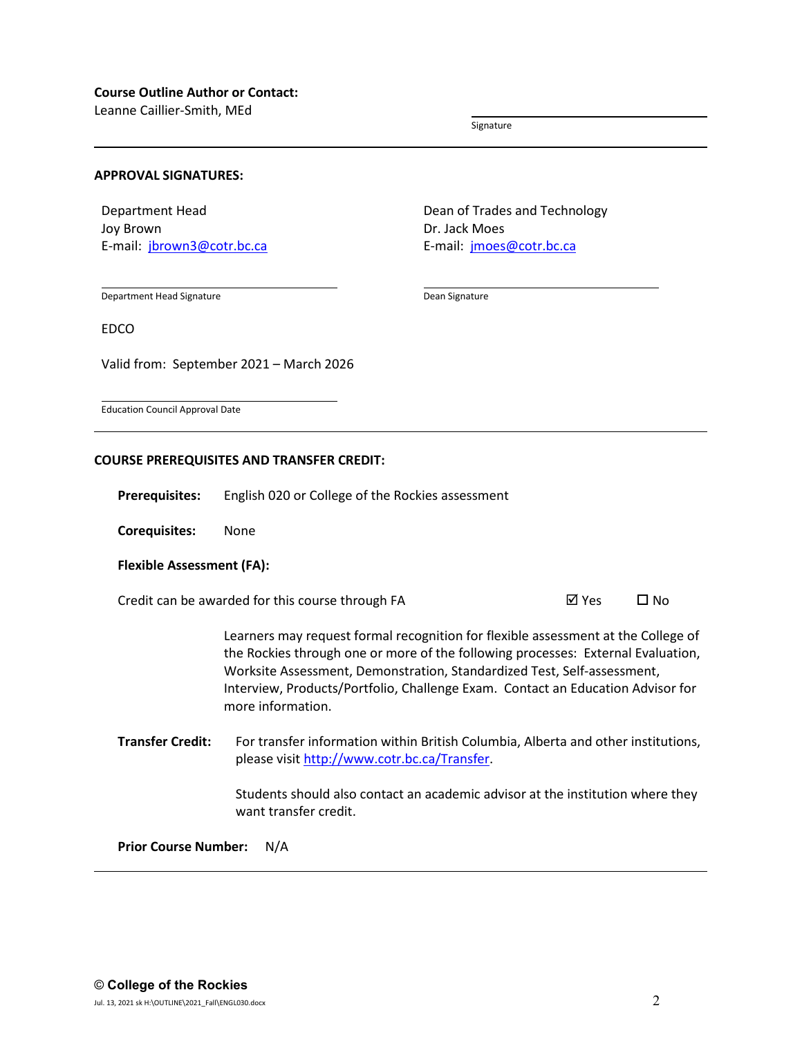**Course Outline Author or Contact:**
Leanne Caillier-Smith, MEd

Signature

---

**APPROVAL SIGNATURES:**

Department Head
Joy Brown
E-mail: jbrown3@cotr.bc.ca

Department Head Signature

Dean of Trades and Technology
Dr. Jack Moes
E-mail: jmoes@cotr.bc.ca

Dean Signature

EDCO

Valid from: September 2021 – March 2026

Education Council Approval Date

---

**COURSE PREREQUISITES AND TRANSFER CREDIT:**

**Prerequisites:** English 020 or College of the Rockies assessment

**Corequisites:** None

**Flexible Assessment (FA):**

Credit can be awarded for this course through FA ☑ Yes ☐ No

Learners may request formal recognition for flexible assessment at the College of the Rockies through one or more of the following processes: External Evaluation, Worksite Assessment, Demonstration, Standardized Test, Self-assessment, Interview, Products/Portfolio, Challenge Exam. Contact an Education Advisor for more information.

**Transfer Credit:** For transfer information within British Columbia, Alberta and other institutions, please visit http://www.cotr.bc.ca/Transfer.

Students should also contact an academic advisor at the institution where they want transfer credit.

**Prior Course Number:** N/A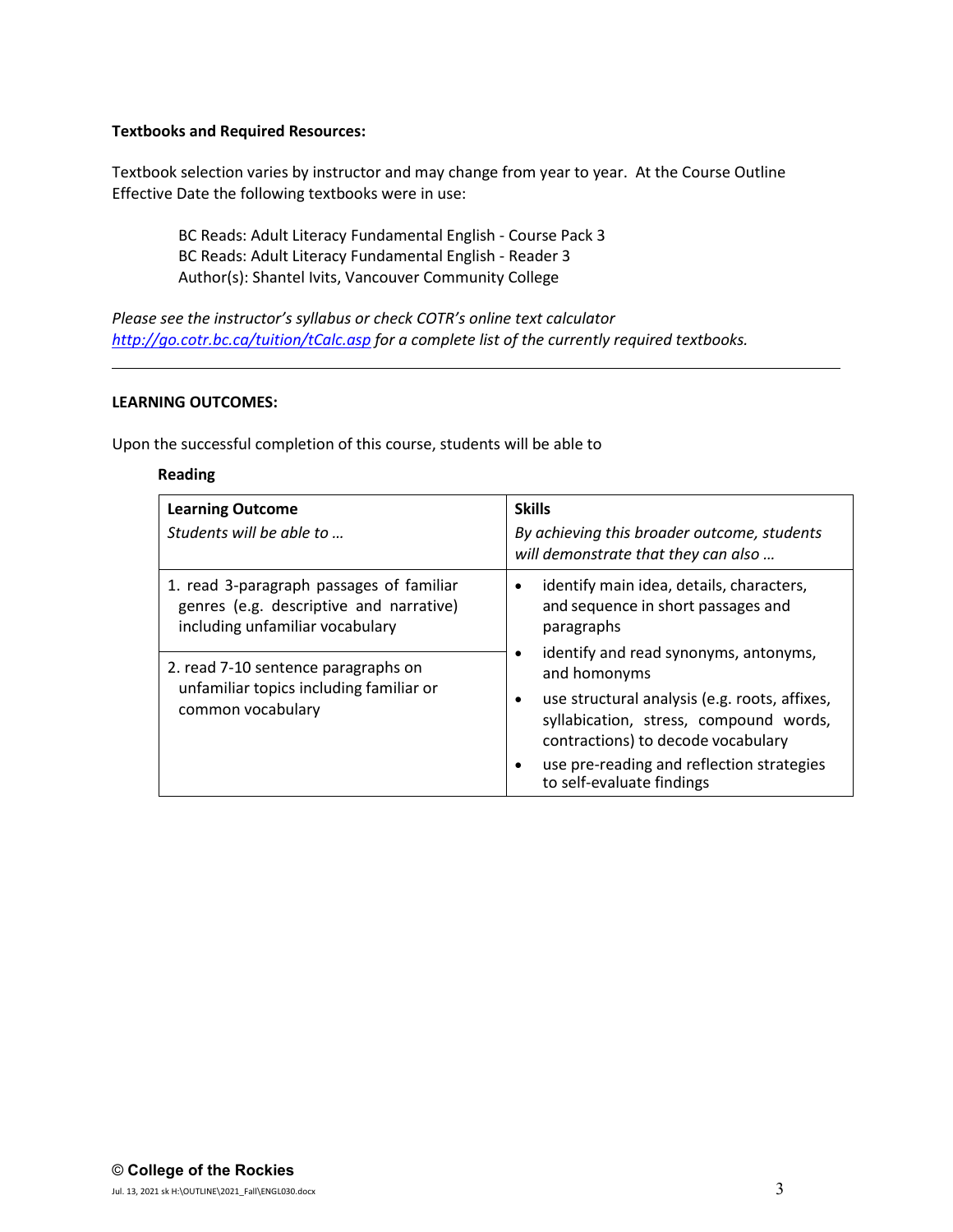**Textbooks and Required Resources:**

Textbook selection varies by instructor and may change from year to year. At the Course Outline Effective Date the following textbooks were in use:

> BC Reads: Adult Literacy Fundamental English - Course Pack 3
> BC Reads: Adult Literacy Fundamental English - Reader 3
> Author(s): Shantel Ivits, Vancouver Community College

*Please see the instructor's syllabus or check COTR's online text calculator [http://go.cotr.bc.ca/tuition/tCalc.asp](http://go.cotr.bc.ca/tuition/tCalc.asp) for a complete list of the currently required textbooks.*

---

**LEARNING OUTCOMES:**

Upon the successful completion of this course, students will be able to

**Reading**

| **Learning Outcome**<br>*Students will be able to …* | **Skills**<br>*By achieving this broader outcome, students will demonstrate that they can also …* |
|---|---|
| 1. read 3-paragraph passages of familiar genres (e.g. descriptive and narrative) including unfamiliar vocabulary<br><br>2. read 7-10 sentence paragraphs on unfamiliar topics including familiar or common vocabulary | • identify main idea, details, characters, and sequence in short passages and paragraphs<br>• identify and read synonyms, antonyms, and homonyms<br>• use structural analysis (e.g. roots, affixes, syllabication, stress, compound words, contractions) to decode vocabulary<br>• use pre-reading and reflection strategies to self-evaluate findings |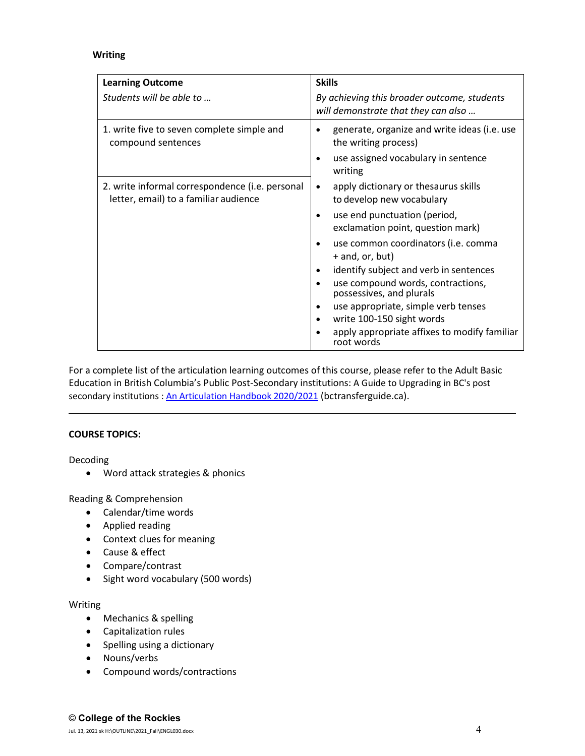**Writing**

| **Learning Outcome**<br>*Students will be able to …* | **Skills**<br>*By achieving this broader outcome, students will demonstrate that they can also …* |
|---|---|
| 1. write five to seven complete simple and compound sentences | • generate, organize and write ideas (i.e. use the writing process)<br>• use assigned vocabulary in sentence writing |
| 2. write informal correspondence (i.e. personal letter, email) to a familiar audience | • apply dictionary or thesaurus skills to develop new vocabulary<br>• use end punctuation (period, exclamation point, question mark)<br>• use common coordinators (i.e. comma + and, or, but)<br>• identify subject and verb in sentences<br>• use compound words, contractions, possessives, and plurals<br>• use appropriate, simple verb tenses<br>• write 100-150 sight words<br>• apply appropriate affixes to modify familiar root words |

For a complete list of the articulation learning outcomes of this course, please refer to the Adult Basic Education in British Columbia's Public Post-Secondary institutions: A Guide to Upgrading in BC's post secondary institutions : [An Articulation Handbook 2020/2021](bctransferguide.ca) (bctransferguide.ca).

---

**COURSE TOPICS:**

Decoding

- Word attack strategies & phonics

Reading & Comprehension

- Calendar/time words
- Applied reading
- Context clues for meaning
- Cause & effect
- Compare/contrast
- Sight word vocabulary (500 words)

Writing

- Mechanics & spelling
- Capitalization rules
- Spelling using a dictionary
- Nouns/verbs
- Compound words/contractions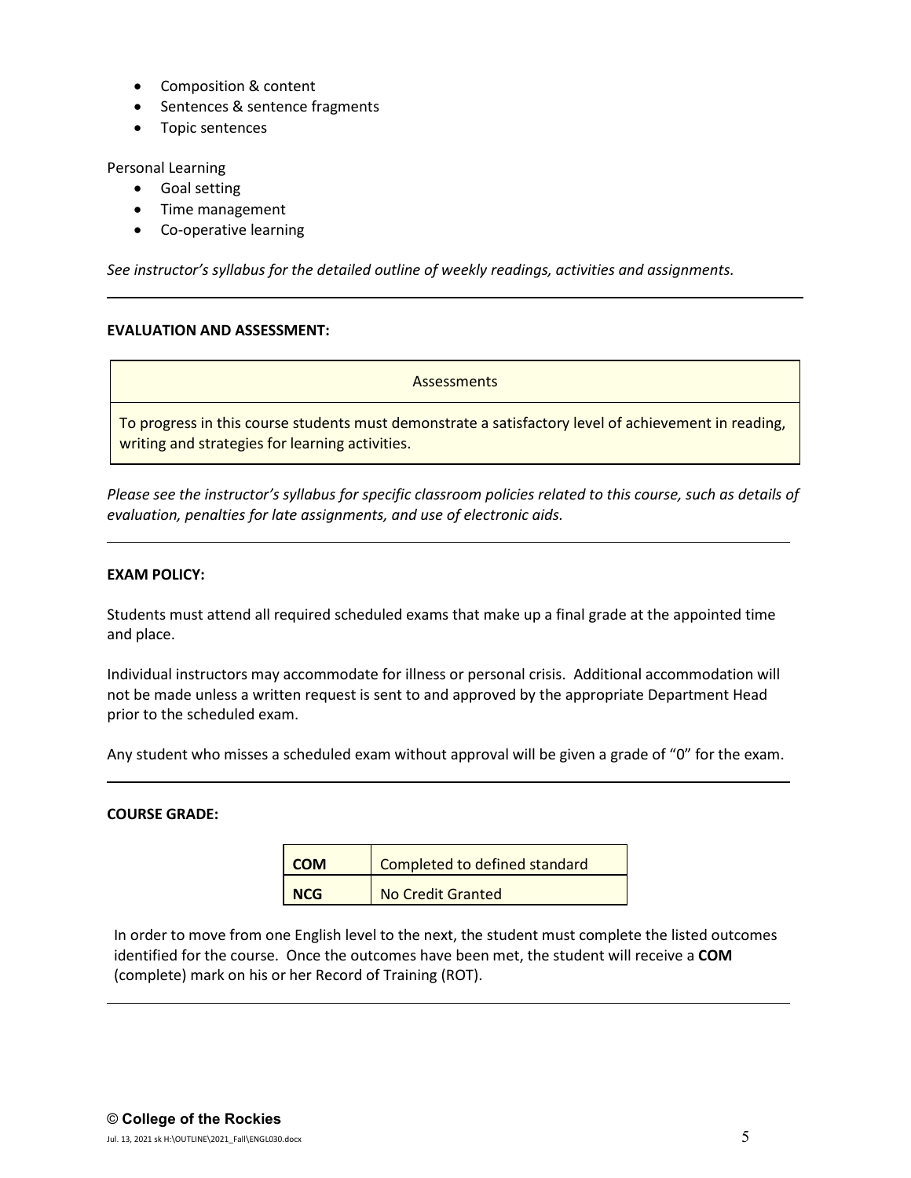- Composition & content
- Sentences & sentence fragments
- Topic sentences

Personal Learning

- Goal setting
- Time management
- Co-operative learning

*See instructor's syllabus for the detailed outline of weekly readings, activities and assignments.*

---

**EVALUATION AND ASSESSMENT:**

| Assessments |
|---|
| To progress in this course students must demonstrate a satisfactory level of achievement in reading, writing and strategies for learning activities. |

*Please see the instructor's syllabus for specific classroom policies related to this course, such as details of evaluation, penalties for late assignments, and use of electronic aids.*

---

**EXAM POLICY:**

Students must attend all required scheduled exams that make up a final grade at the appointed time and place.

Individual instructors may accommodate for illness or personal crisis. Additional accommodation will not be made unless a written request is sent to and approved by the appropriate Department Head prior to the scheduled exam.

Any student who misses a scheduled exam without approval will be given a grade of "0" for the exam.

---

**COURSE GRADE:**

| | |
|---|---|
| **COM** | Completed to defined standard |
| **NCG** | No Credit Granted |

In order to move from one English level to the next, the student must complete the listed outcomes identified for the course. Once the outcomes have been met, the student will receive a **COM** (complete) mark on his or her Record of Training (ROT).

---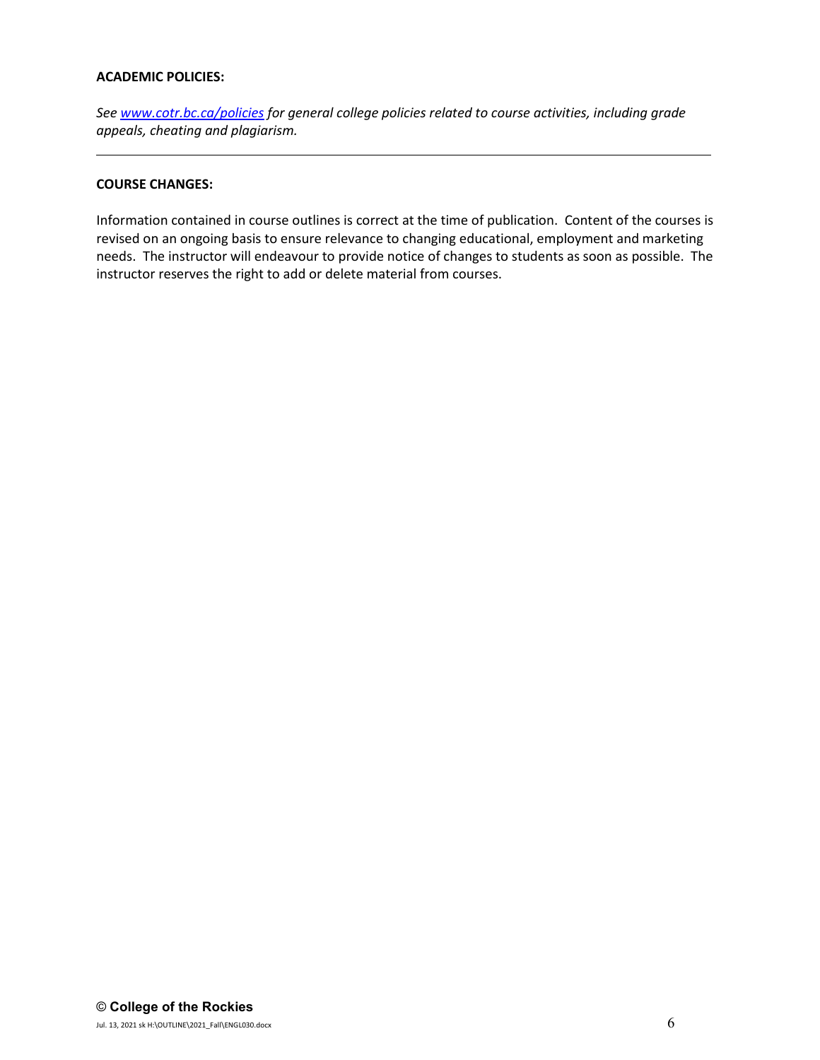**ACADEMIC POLICIES:**

*See [www.cotr.bc.ca/policies](http://www.cotr.bc.ca/policies) for general college policies related to course activities, including grade appeals, cheating and plagiarism.*

---

**COURSE CHANGES:**

Information contained in course outlines is correct at the time of publication. Content of the courses is revised on an ongoing basis to ensure relevance to changing educational, employment and marketing needs. The instructor will endeavour to provide notice of changes to students as soon as possible. The instructor reserves the right to add or delete material from courses.